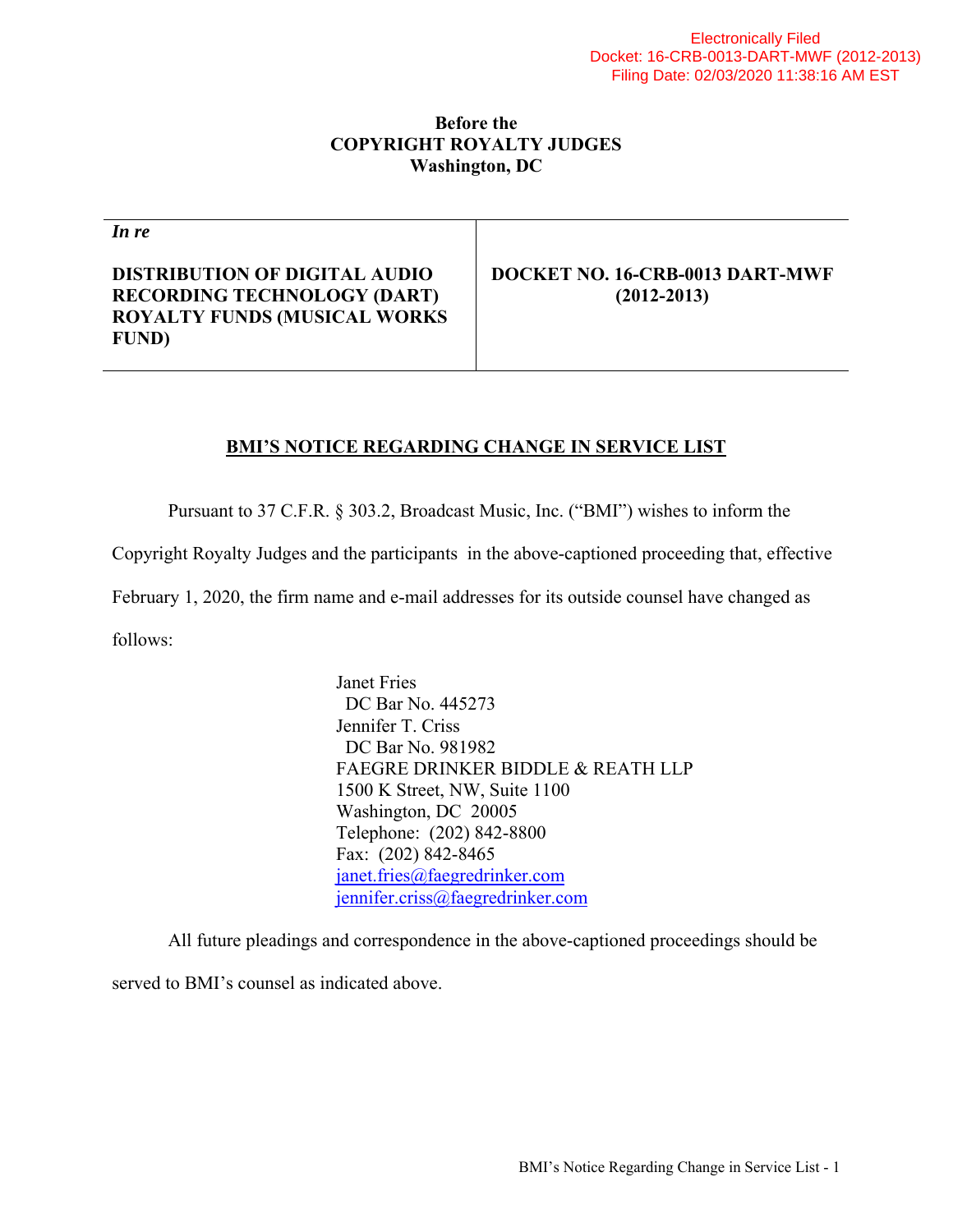Electronically Filed
Docket: 16-CRB-0013-DART-MWF (2012-2013)
Filing Date: 02/03/2020 11:38:16 AM EST

**Before the**
**COPYRIGHT ROYALTY JUDGES**
**Washington, DC**

| *In re* <br><br> **DISTRIBUTION OF DIGITAL AUDIO RECORDING TECHNOLOGY (DART) ROYALTY FUNDS (MUSICAL WORKS FUND)** | **DOCKET NO. 16-CRB-0013 DART-MWF (2012-2013)** |
|---|---|

## BMI'S NOTICE REGARDING CHANGE IN SERVICE LIST

Pursuant to 37 C.F.R. § 303.2, Broadcast Music, Inc. ("BMI") wishes to inform the Copyright Royalty Judges and the participants in the above-captioned proceeding that, effective February 1, 2020, the firm name and e-mail addresses for its outside counsel have changed as follows:

Janet Fries
  DC Bar No. 445273
Jennifer T. Criss
  DC Bar No. 981982
FAEGRE DRINKER BIDDLE & REATH LLP
1500 K Street, NW, Suite 1100
Washington, DC 20005
Telephone: (202) 842-8800
Fax: (202) 842-8465
janet.fries@faegredrinker.com
jennifer.criss@faegredrinker.com

All future pleadings and correspondence in the above-captioned proceedings should be served to BMI's counsel as indicated above.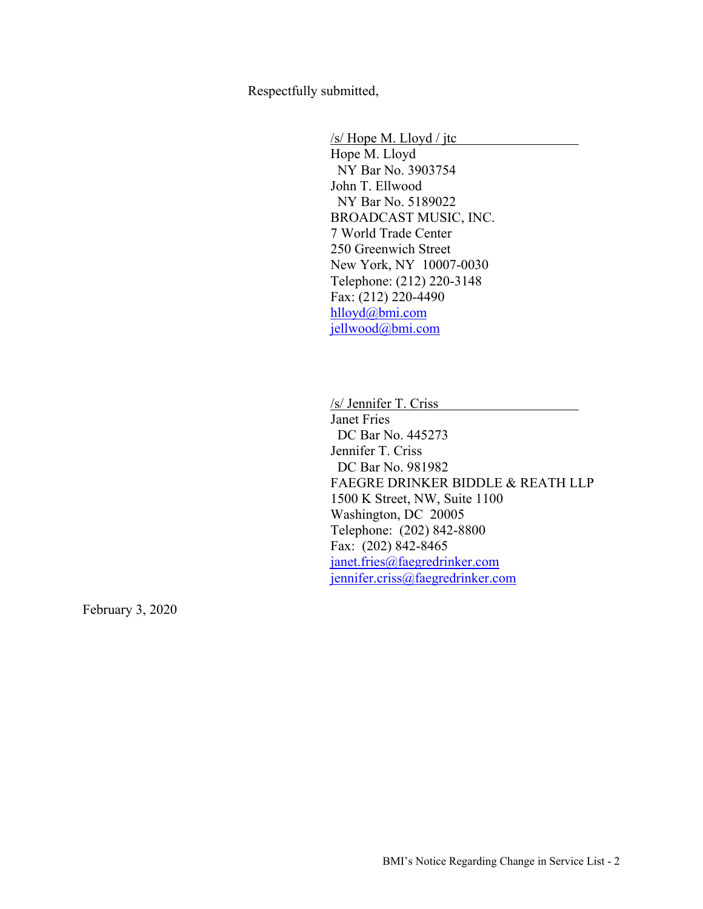Respectfully submitted,

/s/ Hope M. Lloyd / jtc
Hope M. Lloyd
NY Bar No. 3903754
John T. Ellwood
NY Bar No. 5189022
BROADCAST MUSIC, INC.
7 World Trade Center
250 Greenwich Street
New York, NY 10007-0030
Telephone: (212) 220-3148
Fax: (212) 220-4490
hlloyd@bmi.com
jellwood@bmi.com

/s/ Jennifer T. Criss
Janet Fries
DC Bar No. 445273
Jennifer T. Criss
DC Bar No. 981982
FAEGRE DRINKER BIDDLE & REATH LLP
1500 K Street, NW, Suite 1100
Washington, DC 20005
Telephone: (202) 842-8800
Fax: (202) 842-8465
janet.fries@faegredrinker.com
jennifer.criss@faegredrinker.com

February 3, 2020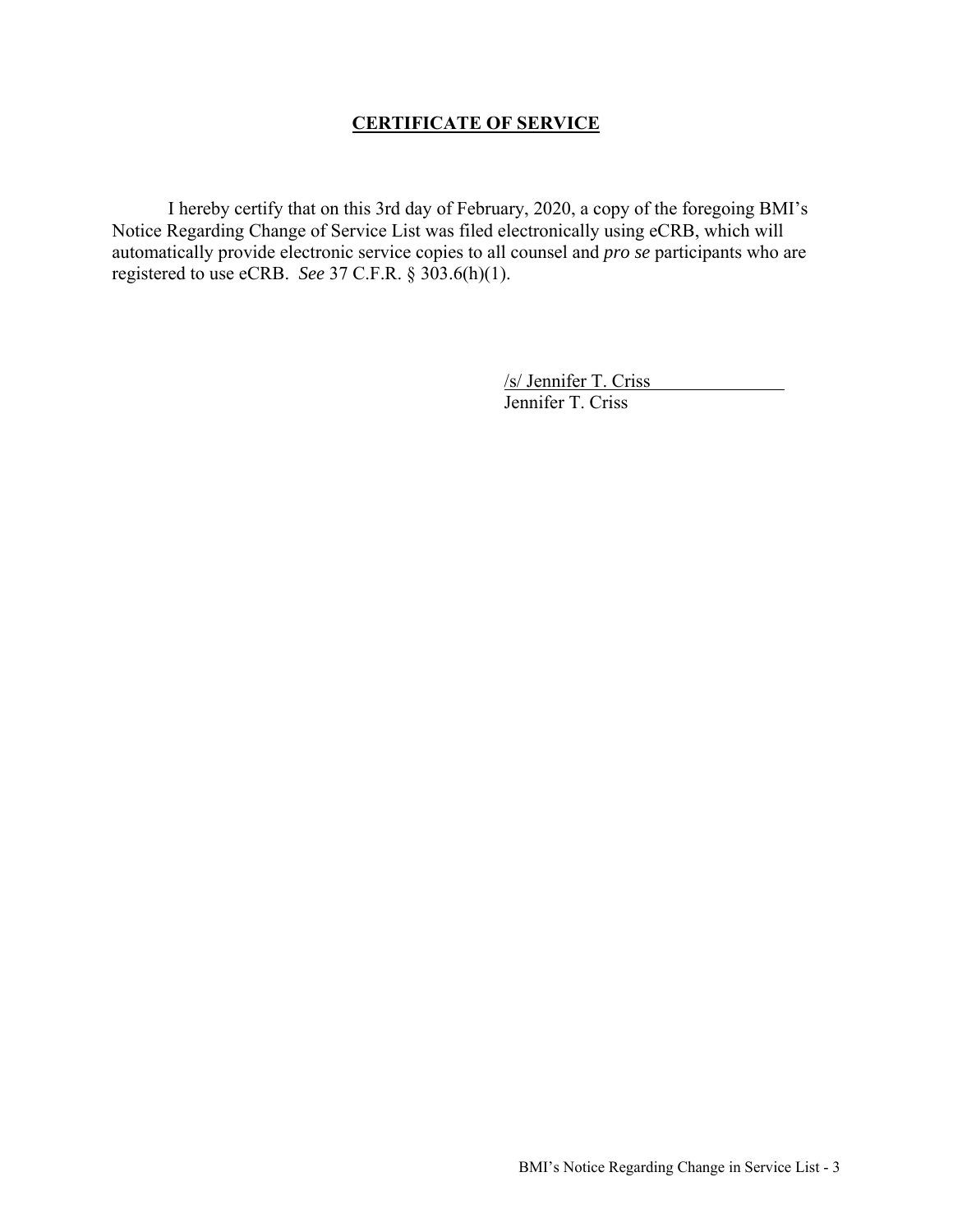## CERTIFICATE OF SERVICE

I hereby certify that on this 3rd day of February, 2020, a copy of the foregoing BMI's Notice Regarding Change of Service List was filed electronically using eCRB, which will automatically provide electronic service copies to all counsel and *pro se* participants who are registered to use eCRB. *See* 37 C.F.R. § 303.6(h)(1).

/s/ Jennifer T. Criss
Jennifer T. Criss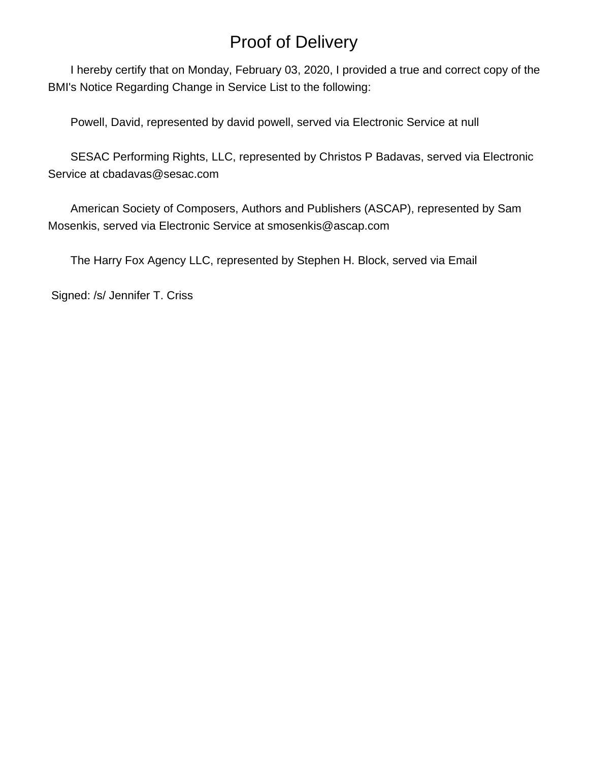# Proof of Delivery

I hereby certify that on Monday, February 03, 2020, I provided a true and correct copy of the BMI's Notice Regarding Change in Service List to the following:

Powell, David, represented by david powell, served via Electronic Service at null

SESAC Performing Rights, LLC, represented by Christos P Badavas, served via Electronic Service at cbadavas@sesac.com

American Society of Composers, Authors and Publishers (ASCAP), represented by Sam Mosenkis, served via Electronic Service at smosenkis@ascap.com

The Harry Fox Agency LLC, represented by Stephen H. Block, served via Email

Signed: /s/ Jennifer T. Criss